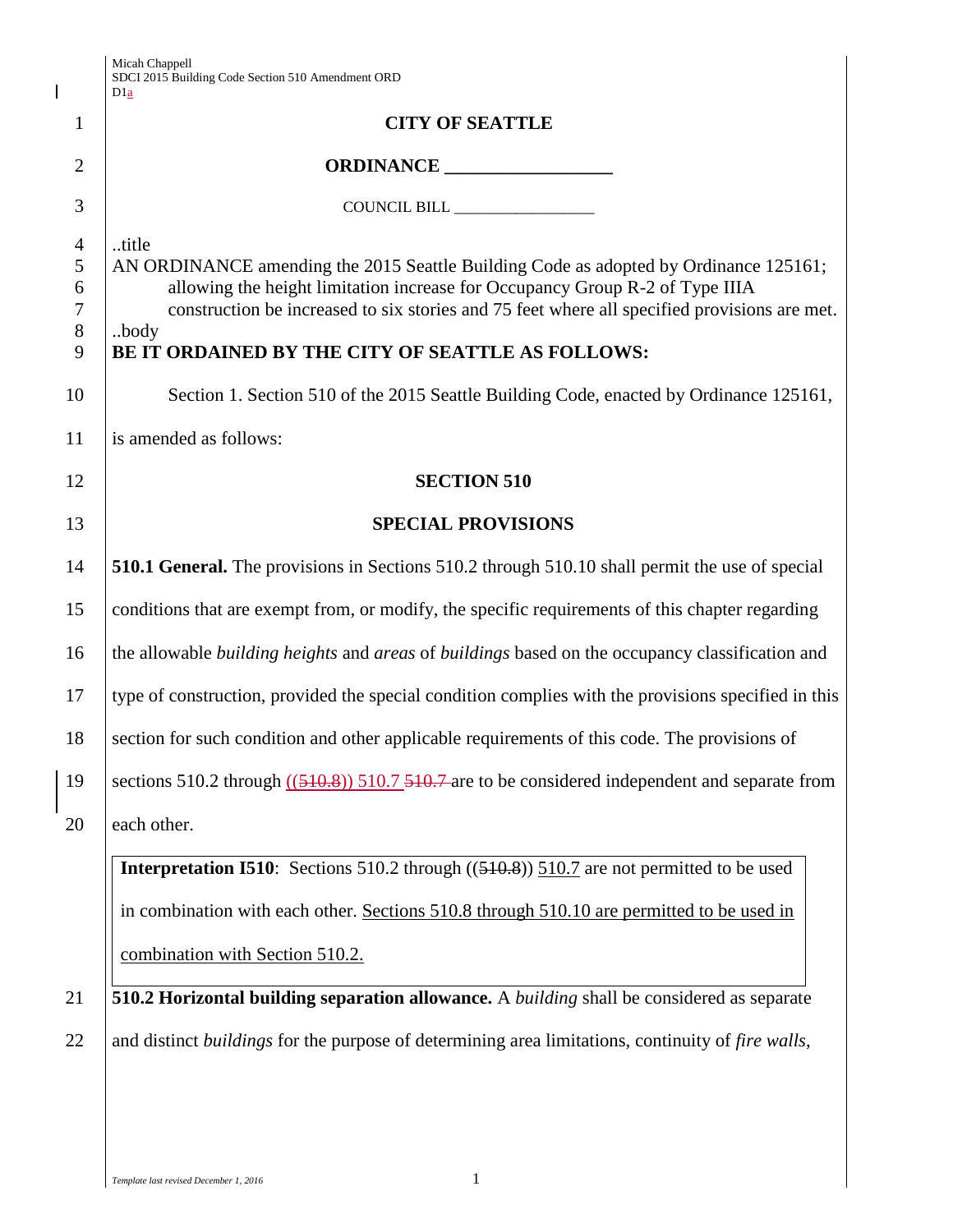# CITY OF SEATTLE

## ORDINANCE __________________

COUNCIL BILL __________________

..title

AN ORDINANCE amending the 2015 Seattle Building Code as adopted by Ordinance 125161; allowing the height limitation increase for Occupancy Group R-2 of Type IIIA construction be increased to six stories and 75 feet where all specified provisions are met.

..body

**BE IT ORDAINED BY THE CITY OF SEATTLE AS FOLLOWS:**

Section 1. Section 510 of the 2015 Seattle Building Code, enacted by Ordinance 125161, is amended as follows:

## SECTION 510

## SPECIAL PROVISIONS

**510.1 General.** The provisions in Sections 510.2 through 510.10 shall permit the use of special conditions that are exempt from, or modify, the specific requirements of this chapter regarding the allowable *building heights* and *areas* of *buildings* based on the occupancy classification and type of construction, provided the special condition complies with the provisions specified in this section for such condition and other applicable requirements of this code. The provisions of sections 510.2 through ((~~510.8~~)) 510.7 ~~510.7~~ are to be considered independent and separate from each other.

> **Interpretation I510**: Sections 510.2 through ((~~510.8~~)) 510.7 are not permitted to be used in combination with each other. Sections 510.8 through 510.10 are permitted to be used in combination with Section 510.2.

**510.2 Horizontal building separation allowance.** A *building* shall be considered as separate and distinct *buildings* for the purpose of determining area limitations, continuity of *fire walls*,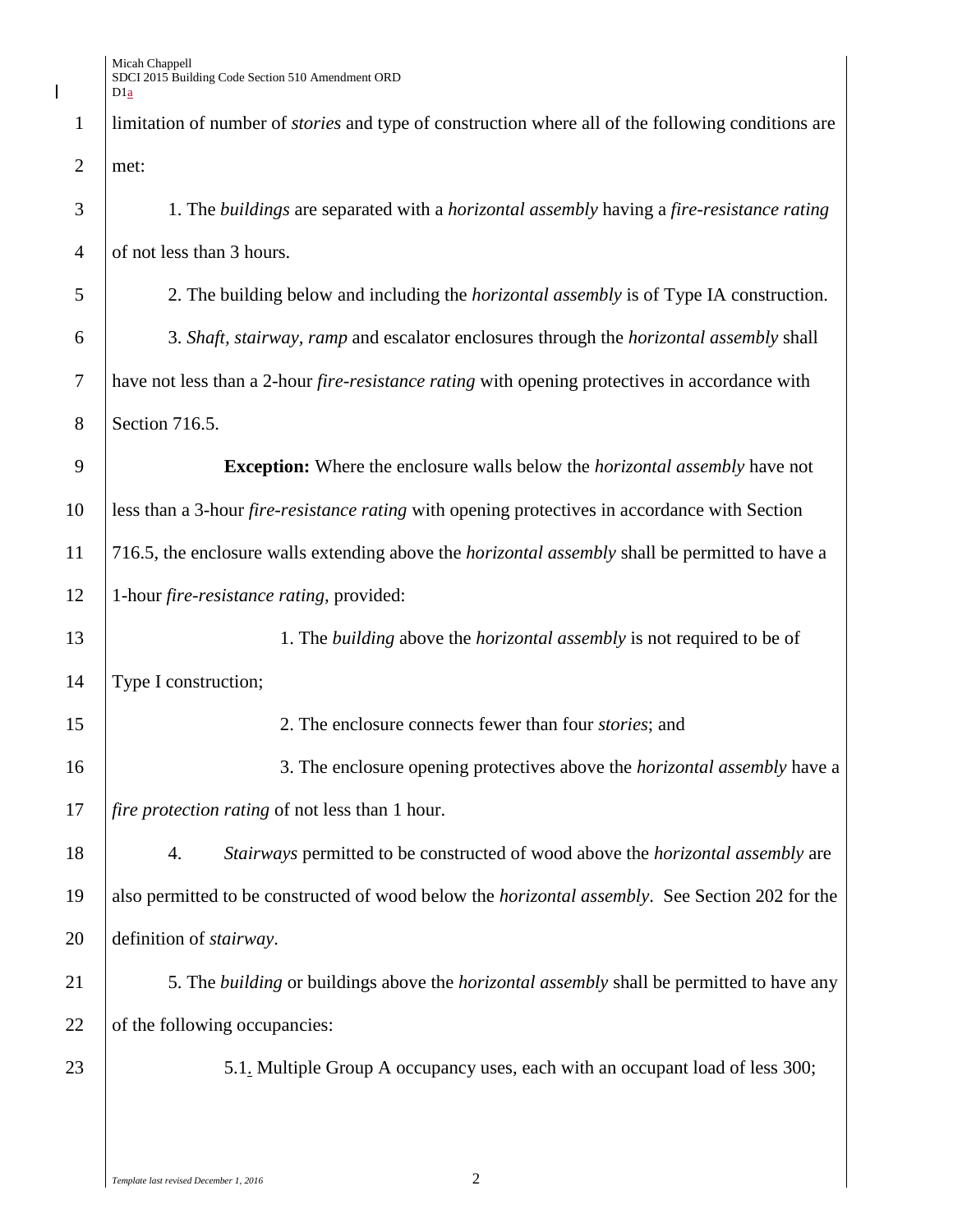limitation of number of *stories* and type of construction where all of the following conditions are met:

1. The *buildings* are separated with a *horizontal assembly* having a *fire-resistance rating* of not less than 3 hours.

2. The building below and including the *horizontal assembly* is of Type IA construction.

3. *Shaft*, *stairway*, *ramp* and escalator enclosures through the *horizontal assembly* shall have not less than a 2-hour *fire-resistance rating* with opening protectives in accordance with Section 716.5.

**Exception:** Where the enclosure walls below the *horizontal assembly* have not less than a 3-hour *fire-resistance rating* with opening protectives in accordance with Section 716.5, the enclosure walls extending above the *horizontal assembly* shall be permitted to have a 1-hour *fire-resistance rating,* provided:

1. The *building* above the *horizontal assembly* is not required to be of Type I construction;

2. The enclosure connects fewer than four *stories*; and

3. The enclosure opening protectives above the *horizontal assembly* have a *fire protection rating* of not less than 1 hour.

4. *Stairways* permitted to be constructed of wood above the *horizontal assembly* are also permitted to be constructed of wood below the *horizontal assembly*. See Section 202 for the definition of *stairway*.

5. The *building* or buildings above the *horizontal assembly* shall be permitted to have any of the following occupancies:

5.1. Multiple Group A occupancy uses, each with an occupant load of less 300;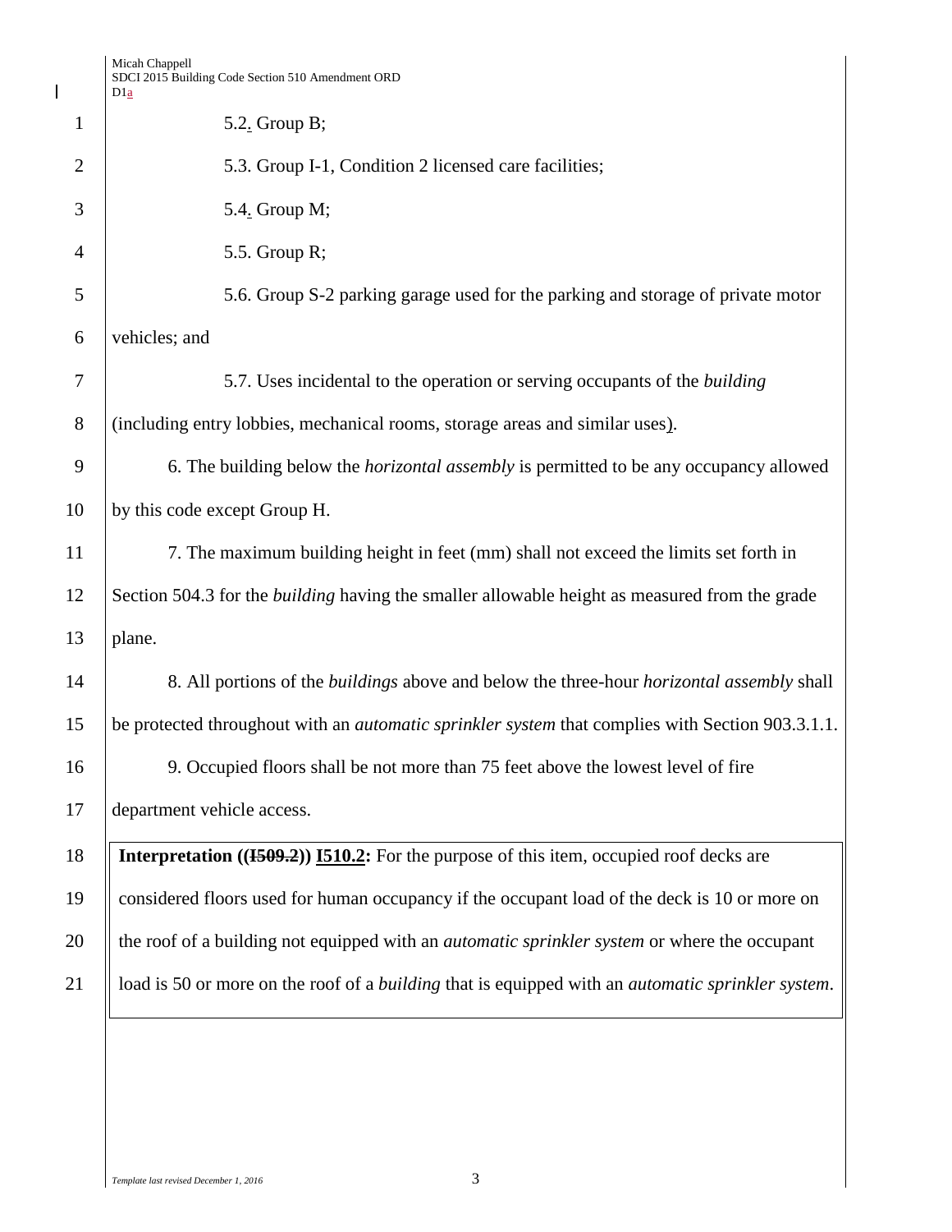5.2. Group B;

5.3. Group I-1, Condition 2 licensed care facilities;

5.4. Group M;

5.5. Group R;

5.6. Group S-2 parking garage used for the parking and storage of private motor vehicles; and

5.7. Uses incidental to the operation or serving occupants of the *building* (including entry lobbies, mechanical rooms, storage areas and similar uses).

6. The building below the *horizontal assembly* is permitted to be any occupancy allowed by this code except Group H.

7. The maximum building height in feet (mm) shall not exceed the limits set forth in Section 504.3 for the *building* having the smaller allowable height as measured from the grade plane.

8. All portions of the *buildings* above and below the three-hour *horizontal assembly* shall be protected throughout with an *automatic sprinkler system* that complies with Section 903.3.1.1.

9. Occupied floors shall be not more than 75 feet above the lowest level of fire department vehicle access.

**Interpretation ((~~I509.2~~)) <u>I510.2</u>:** For the purpose of this item, occupied roof decks are considered floors used for human occupancy if the occupant load of the deck is 10 or more on the roof of a building not equipped with an *automatic sprinkler system* or where the occupant load is 50 or more on the roof of a *building* that is equipped with an *automatic sprinkler system*.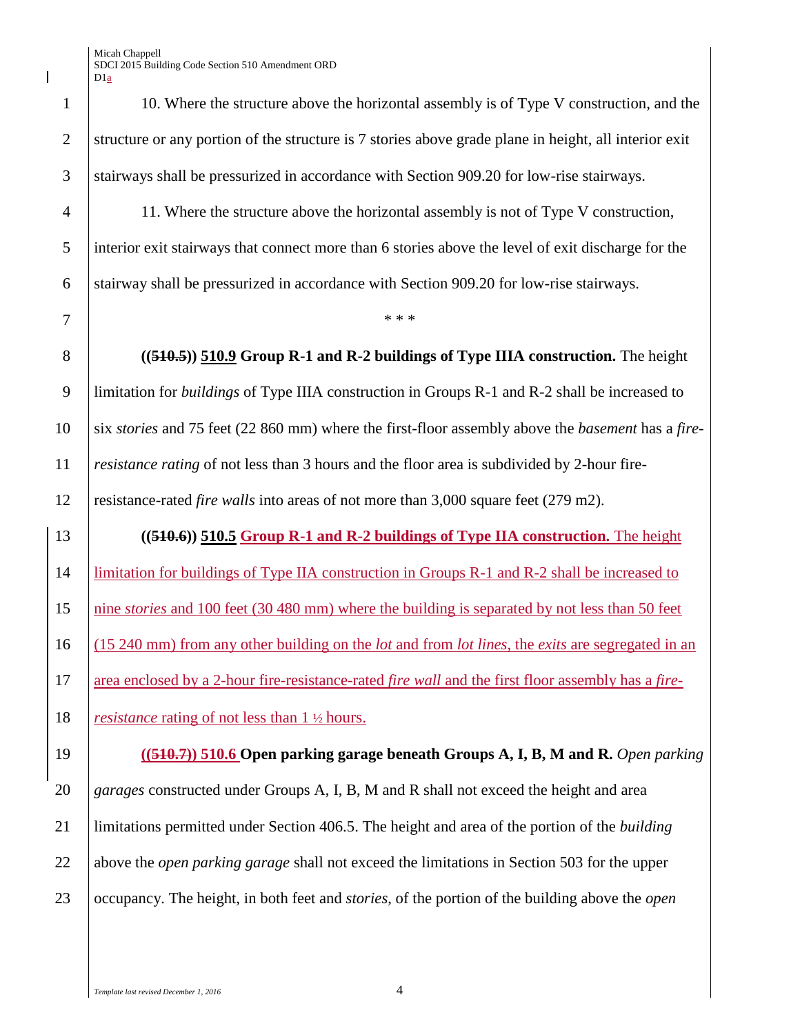10. Where the structure above the horizontal assembly is of Type V construction, and the structure or any portion of the structure is 7 stories above grade plane in height, all interior exit stairways shall be pressurized in accordance with Section 909.20 for low-rise stairways.

11. Where the structure above the horizontal assembly is not of Type V construction, interior exit stairways that connect more than 6 stories above the level of exit discharge for the stairway shall be pressurized in accordance with Section 909.20 for low-rise stairways.

\* \* \*

**((~~510.5~~)) 510.9 Group R-1 and R-2 buildings of Type IIIA construction.** The height limitation for *buildings* of Type IIIA construction in Groups R-1 and R-2 shall be increased to six *stories* and 75 feet (22 860 mm) where the first-floor assembly above the *basement* has a *fire-resistance rating* of not less than 3 hours and the floor area is subdivided by 2-hour fire-resistance-rated *fire walls* into areas of not more than 3,000 square feet (279 m2).

**((~~510.6~~)) 510.5 Group R-1 and R-2 buildings of Type IIA construction.** The height limitation for buildings of Type IIA construction in Groups R-1 and R-2 shall be increased to nine *stories* and 100 feet (30 480 mm) where the building is separated by not less than 50 feet (15 240 mm) from any other building on the *lot* and from *lot lines*, the *exits* are segregated in an area enclosed by a 2-hour fire-resistance-rated *fire wall* and the first floor assembly has a *fire-resistance* rating of not less than 1 ½ hours.

**((~~510.7~~)) 510.6 Open parking garage beneath Groups A, I, B, M and R.** *Open parking garages* constructed under Groups A, I, B, M and R shall not exceed the height and area limitations permitted under Section 406.5. The height and area of the portion of the *building* above the *open parking garage* shall not exceed the limitations in Section 503 for the upper occupancy. The height, in both feet and *stories*, of the portion of the building above the *open*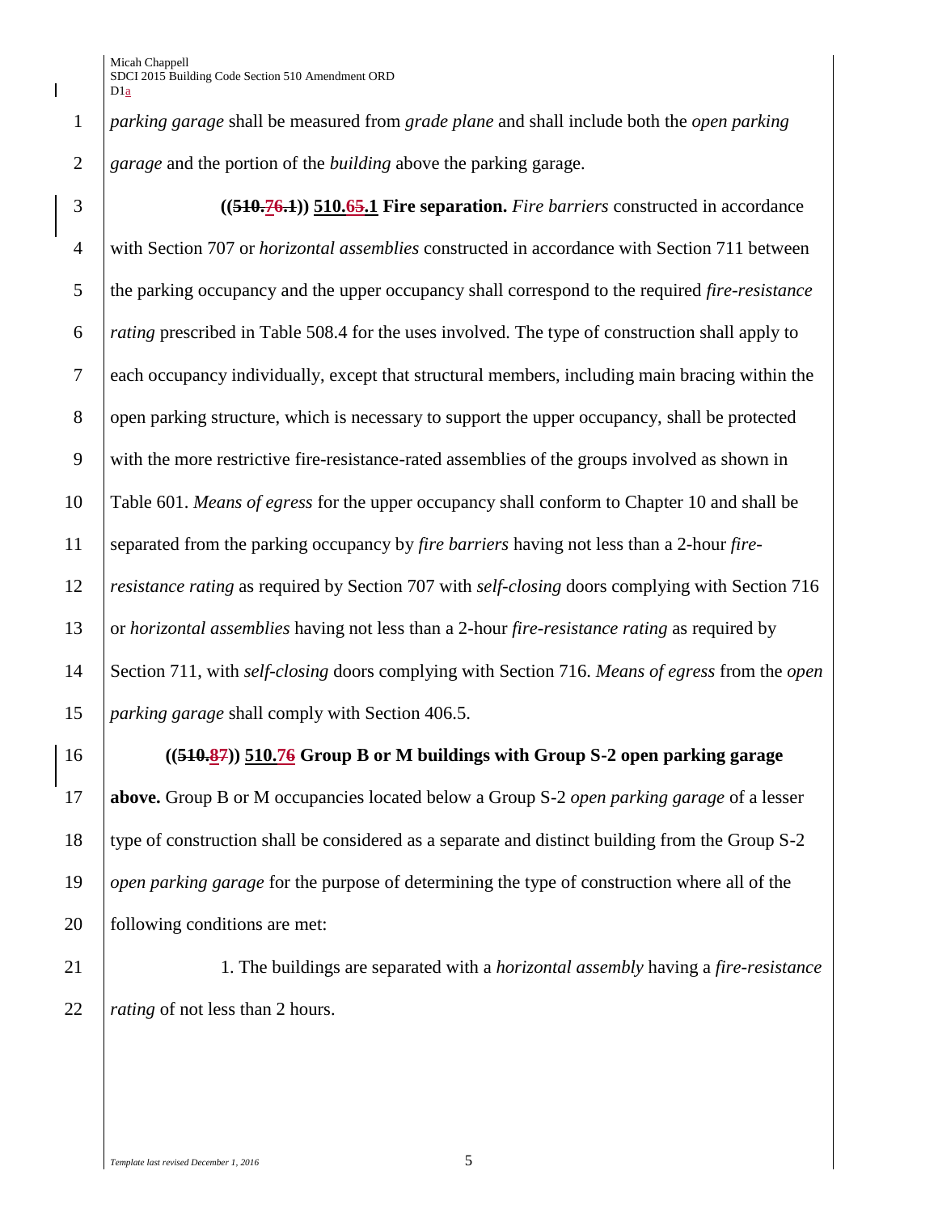*parking garage* shall be measured from *grade plane* and shall include both the *open parking garage* and the portion of the *building* above the parking garage.

**((~~510.76.1~~)) 510.65.1 Fire separation.** *Fire barriers* constructed in accordance with Section 707 or *horizontal assemblies* constructed in accordance with Section 711 between the parking occupancy and the upper occupancy shall correspond to the required *fire-resistance rating* prescribed in Table 508.4 for the uses involved. The type of construction shall apply to each occupancy individually, except that structural members, including main bracing within the open parking structure, which is necessary to support the upper occupancy, shall be protected with the more restrictive fire-resistance-rated assemblies of the groups involved as shown in Table 601. *Means of egress* for the upper occupancy shall conform to Chapter 10 and shall be separated from the parking occupancy by *fire barriers* having not less than a 2-hour *fire-resistance rating* as required by Section 707 with *self-closing* doors complying with Section 716 or *horizontal assemblies* having not less than a 2-hour *fire-resistance rating* as required by Section 711, with *self-closing* doors complying with Section 716. *Means of egress* from the *open parking garage* shall comply with Section 406.5.

**((~~510.87~~)) 510.76 Group B or M buildings with Group S-2 open parking garage above.** Group B or M occupancies located below a Group S-2 *open parking garage* of a lesser type of construction shall be considered as a separate and distinct building from the Group S-2 *open parking garage* for the purpose of determining the type of construction where all of the following conditions are met:

1. The buildings are separated with a *horizontal assembly* having a *fire-resistance rating* of not less than 2 hours.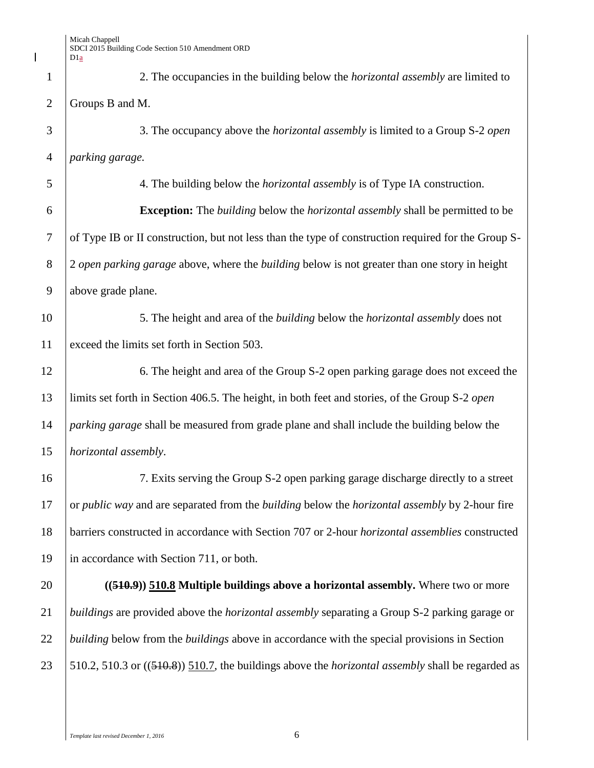2. The occupancies in the building below the *horizontal assembly* are limited to Groups B and M.

3. The occupancy above the *horizontal assembly* is limited to a Group S-2 *open parking garage.*

4. The building below the *horizontal assembly* is of Type IA construction.

**Exception:** The *building* below the *horizontal assembly* shall be permitted to be of Type IB or II construction, but not less than the type of construction required for the Group S-2 *open parking garage* above, where the *building* below is not greater than one story in height above grade plane.

5. The height and area of the *building* below the *horizontal assembly* does not exceed the limits set forth in Section 503.

6. The height and area of the Group S-2 open parking garage does not exceed the limits set forth in Section 406.5. The height, in both feet and stories, of the Group S-2 *open parking garage* shall be measured from grade plane and shall include the building below the *horizontal assembly*.

7. Exits serving the Group S-2 open parking garage discharge directly to a street or *public way* and are separated from the *building* below the *horizontal assembly* by 2-hour fire barriers constructed in accordance with Section 707 or 2-hour *horizontal assemblies* constructed in accordance with Section 711, or both.

**((~~510.9~~)) 510.8 Multiple buildings above a horizontal assembly.** Where two or more *buildings* are provided above the *horizontal assembly* separating a Group S-2 parking garage or *building* below from the *buildings* above in accordance with the special provisions in Section 510.2, 510.3 or ((~~510.8~~)) 510.7, the buildings above the *horizontal assembly* shall be regarded as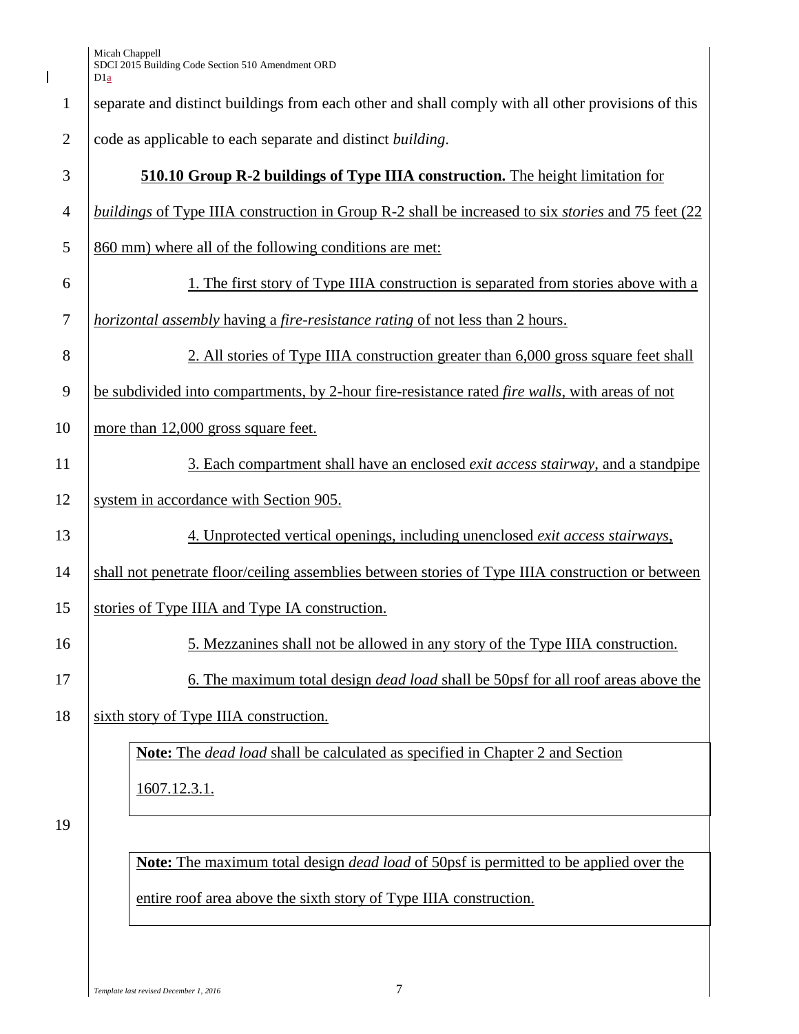separate and distinct buildings from each other and shall comply with all other provisions of this code as applicable to each separate and distinct *building*.

**510.10 Group R-2 buildings of Type IIIA construction.** The height limitation for *buildings* of Type IIIA construction in Group R-2 shall be increased to six *stories* and 75 feet (22 860 mm) where all of the following conditions are met:

1. The first story of Type IIIA construction is separated from stories above with a *horizontal assembly* having a *fire-resistance rating* of not less than 2 hours.

2. All stories of Type IIIA construction greater than 6,000 gross square feet shall be subdivided into compartments, by 2-hour fire-resistance rated *fire walls*, with areas of not more than 12,000 gross square feet.

3. Each compartment shall have an enclosed *exit access stairway*, and a standpipe system in accordance with Section 905.

4. Unprotected vertical openings, including unenclosed *exit access stairways*, shall not penetrate floor/ceiling assemblies between stories of Type IIIA construction or between stories of Type IIIA and Type IA construction.

5. Mezzanines shall not be allowed in any story of the Type IIIA construction.

6. The maximum total design *dead load* shall be 50psf for all roof areas above the sixth story of Type IIIA construction.

> **Note:** The *dead load* shall be calculated as specified in Chapter 2 and Section 1607.12.3.1.

> **Note:** The maximum total design *dead load* of 50psf is permitted to be applied over the entire roof area above the sixth story of Type IIIA construction.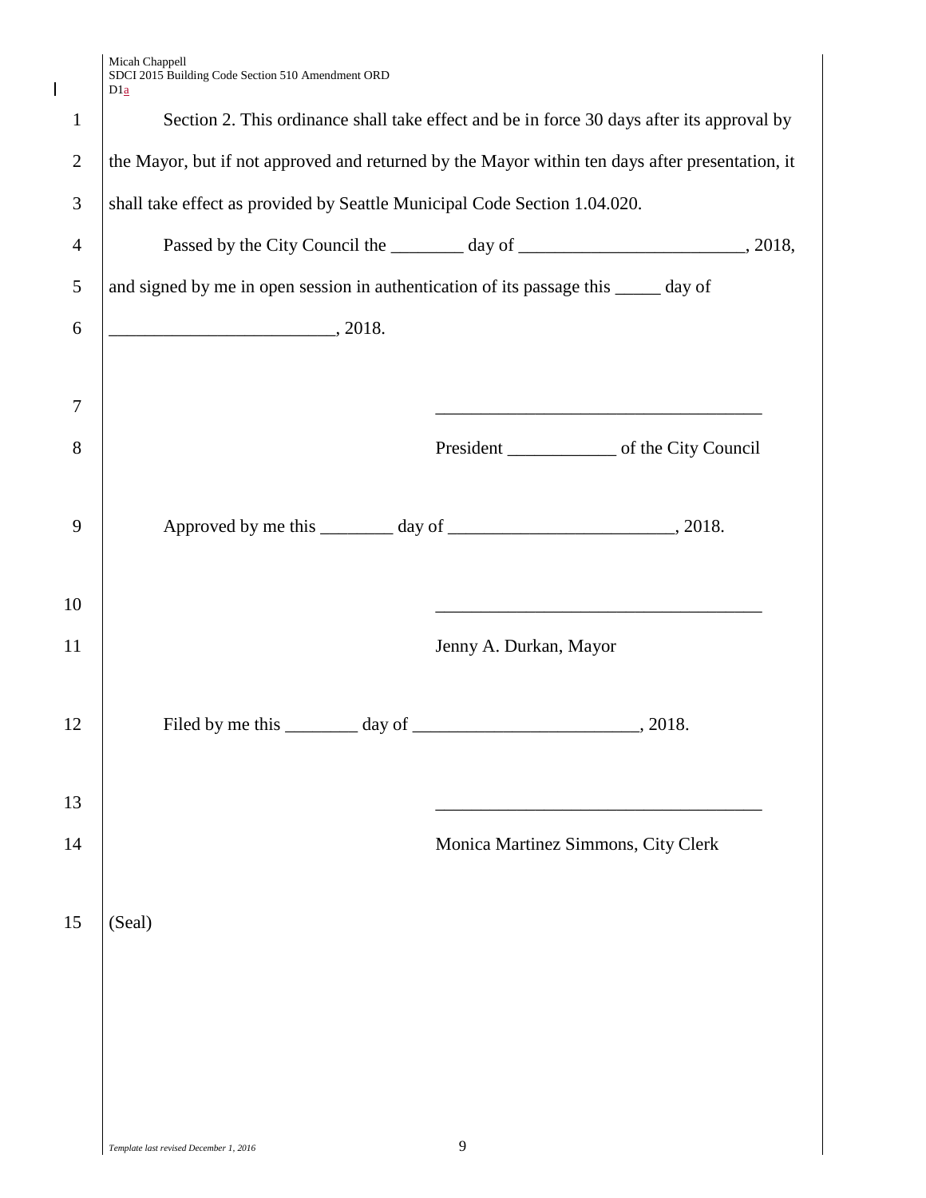Section 2. This ordinance shall take effect and be in force 30 days after its approval by the Mayor, but if not approved and returned by the Mayor within ten days after presentation, it shall take effect as provided by Seattle Municipal Code Section 1.04.020.

Passed by the City Council the ________ day of _________________________, 2018, and signed by me in open session in authentication of its passage this _____ day of _________________________, 2018.

____________________________________

President ____________ of the City Council

Approved by me this ________ day of _________________________, 2018.

____________________________________

Jenny A. Durkan, Mayor

Filed by me this ________ day of _________________________, 2018.

____________________________________

Monica Martinez Simmons, City Clerk

(Seal)